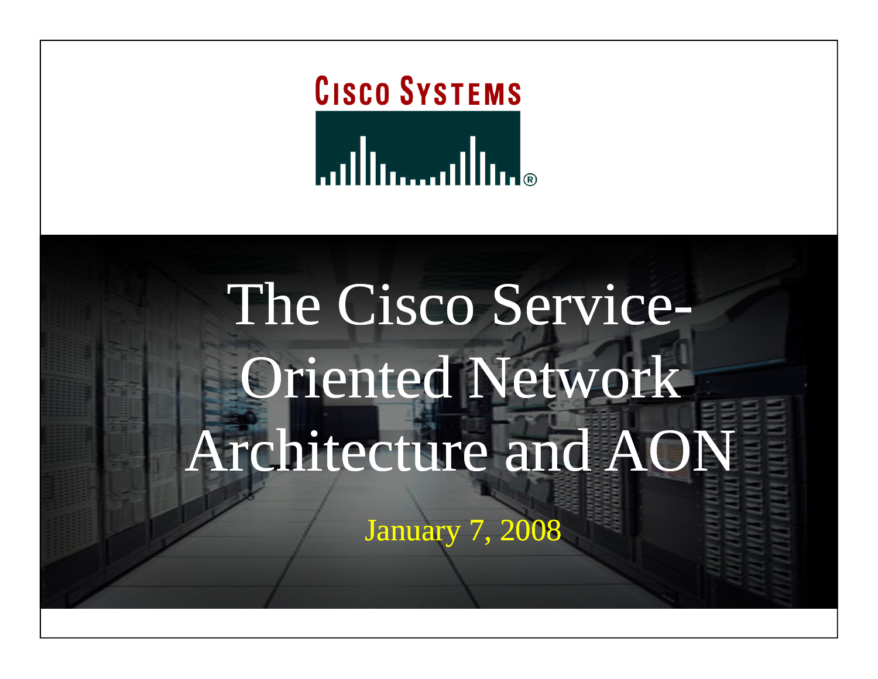Cisco Systems

# The Cisco Service-Oriented Network Architecture and AON

January 7, 2008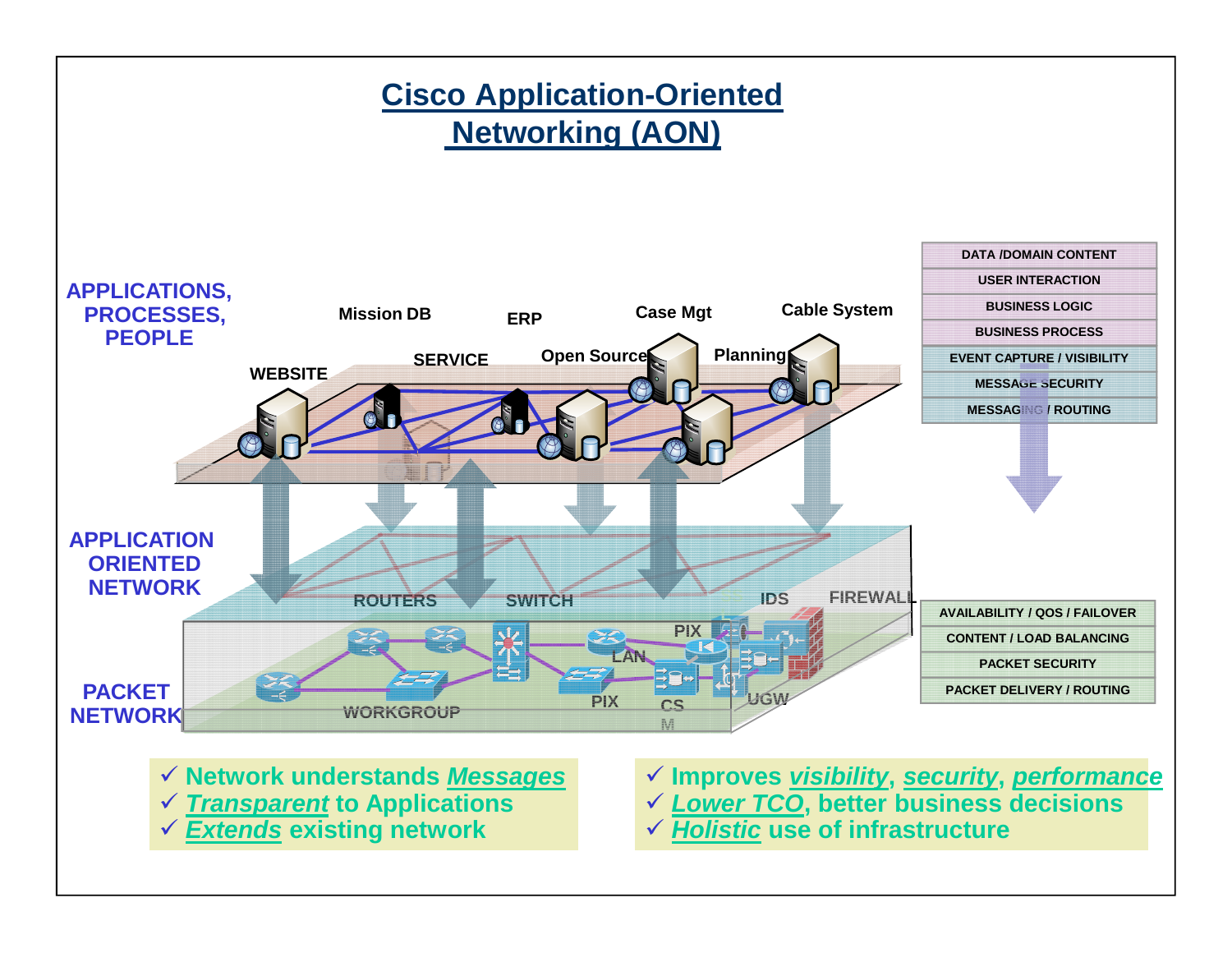# Cisco Application-Oriented Networking (AON)

APPLICATIONS, PROCESSES, PEOPLE

Mission DB

ERP

Case Mgt

Cable System

WEBSITE

SERVICE

Open Source

Planning

APPLICATION ORIENTED NETWORK

ROUTERS

SWITCH

IDS

FIREWALL

PIX

LAN

PACKET NETWORK

WORKGROUP

PIX

CS M

UGW

DATA /DOMAIN CONTENT

USER INTERACTION

BUSINESS LOGIC

BUSINESS PROCESS

EVENT CAPTURE / VISIBILITY

MESSAGE SECURITY

MESSAGING / ROUTING

AVAILABILITY / QOS / FAILOVER

CONTENT / LOAD BALANCING

PACKET SECURITY

PACKET DELIVERY / ROUTING

- ✓ Network understands *Messages*
- ✓ *Transparent* to Applications
- ✓ *Extends* existing network

- ✓ Improves *visibility*, *security*, *performance*
- ✓ *Lower TCO*, better business decisions
- ✓ *Holistic* use of infrastructure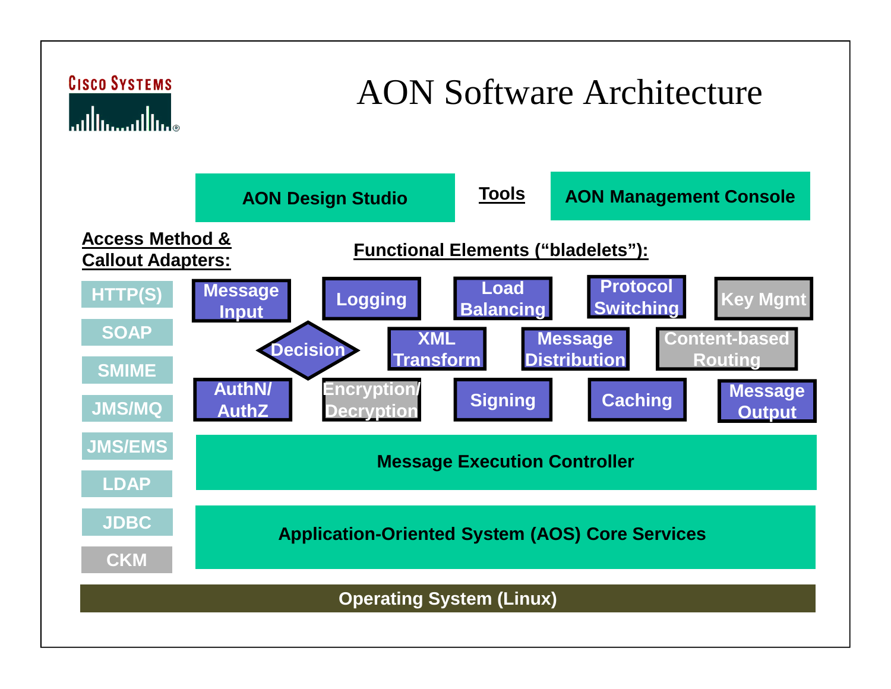# AON Software Architecture

**Tools**

- AON Design Studio
- AON Management Console

**Access Method & Callout Adapters:**

- HTTP(S)
- SOAP
- SMIME
- JMS/MQ
- JMS/EMS
- LDAP
- JDBC
- CKM

**Functional Elements ("bladelets"):**

- Message Input
- Logging
- Load Balancing
- Protocol Switching
- Key Mgmt
- Decision
- XML Transform
- Message Distribution
- Content-based Routing
- AuthN/ AuthZ
- Encryption/ Decryption
- Signing
- Caching
- Message Output

Message Execution Controller

Application-Oriented System (AOS) Core Services

Operating System (Linux)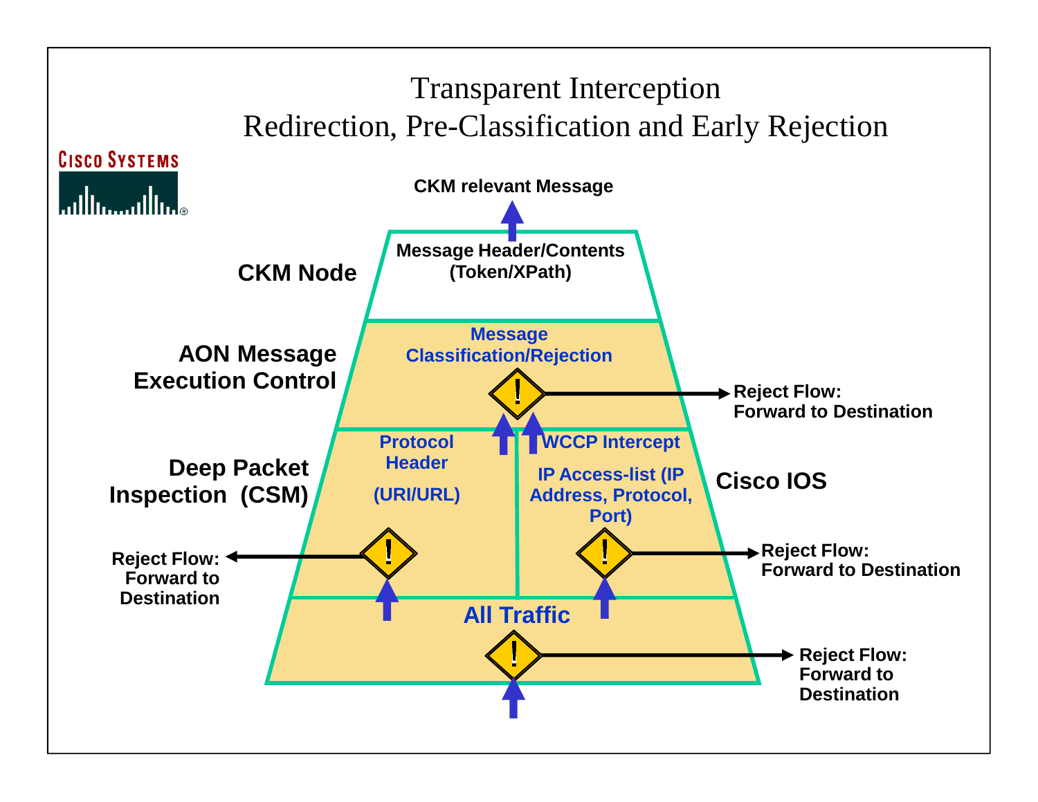# Transparent Interception
## Redirection, Pre-Classification and Early Rejection

CISCO SYSTEMS

CKM relevant Message

CKM Node

Message Header/Contents
(Token/XPath)

AON Message
Execution Control

Message
Classification/Rejection

Reject Flow:
Forward to Destination

Deep Packet
Inspection (CSM)

Protocol
Header

(URI/URL)

WCCP Intercept

IP Access-list (IP
Address, Protocol,
Port)

Cisco IOS

Reject Flow:
Forward to
Destination

Reject Flow:
Forward to Destination

All Traffic

Reject Flow:
Forward to
Destination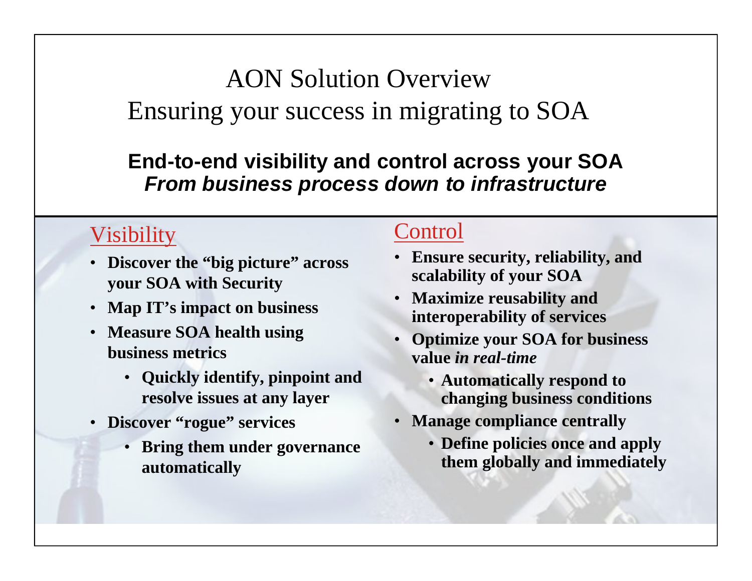# AON Solution Overview

## Ensuring your success in migrating to SOA

**End-to-end visibility and control across your SOA**
***From business process down to infrastructure***

### Visibility

- **Discover the "big picture" across your SOA with Security**
- **Map IT's impact on business**
- **Measure SOA health using business metrics**
  - **Quickly identify, pinpoint and resolve issues at any layer**
- **Discover "rogue" services**
  - **Bring them under governance automatically**

### Control

- **Ensure security, reliability, and scalability of your SOA**
- **Maximize reusability and interoperability of services**
- **Optimize your SOA for business value *in real-time***
  - **Automatically respond to changing business conditions**
- **Manage compliance centrally**
  - **Define policies once and apply them globally and immediately**